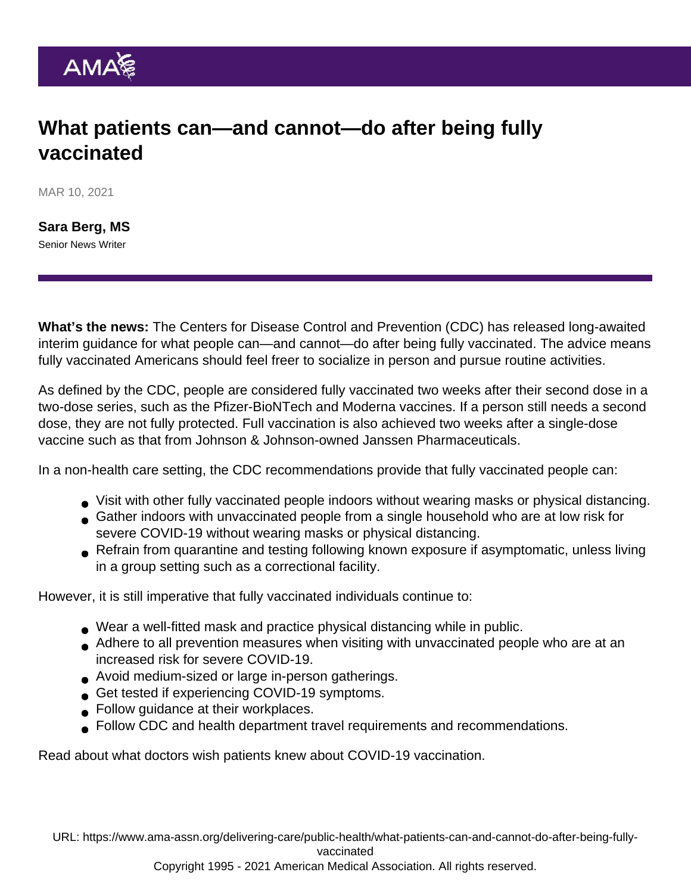# What patients can—and cannot—do after being fully vaccinated

MAR 10, 2021

**Sara Berg, MS**
Senior News Writer

**What's the news:** The Centers for Disease Control and Prevention (CDC) has released long-awaited interim guidance for what people can—and cannot—do after being fully vaccinated. The advice means fully vaccinated Americans should feel freer to socialize in person and pursue routine activities.

As defined by the CDC, people are considered fully vaccinated two weeks after their second dose in a two-dose series, such as the Pfizer-BioNTech and Moderna vaccines. If a person still needs a second dose, they are not fully protected. Full vaccination is also achieved two weeks after a single-dose vaccine such as that from Johnson & Johnson-owned Janssen Pharmaceuticals.

In a non-health care setting, the CDC recommendations provide that fully vaccinated people can:

- Visit with other fully vaccinated people indoors without wearing masks or physical distancing.
- Gather indoors with unvaccinated people from a single household who are at low risk for severe COVID-19 without wearing masks or physical distancing.
- Refrain from quarantine and testing following known exposure if asymptomatic, unless living in a group setting such as a correctional facility.

However, it is still imperative that fully vaccinated individuals continue to:

- Wear a well-fitted mask and practice physical distancing while in public.
- Adhere to all prevention measures when visiting with unvaccinated people who are at an increased risk for severe COVID-19.
- Avoid medium-sized or large in-person gatherings.
- Get tested if experiencing COVID-19 symptoms.
- Follow guidance at their workplaces.
- Follow CDC and health department travel requirements and recommendations.

Read about what doctors wish patients knew about COVID-19 vaccination.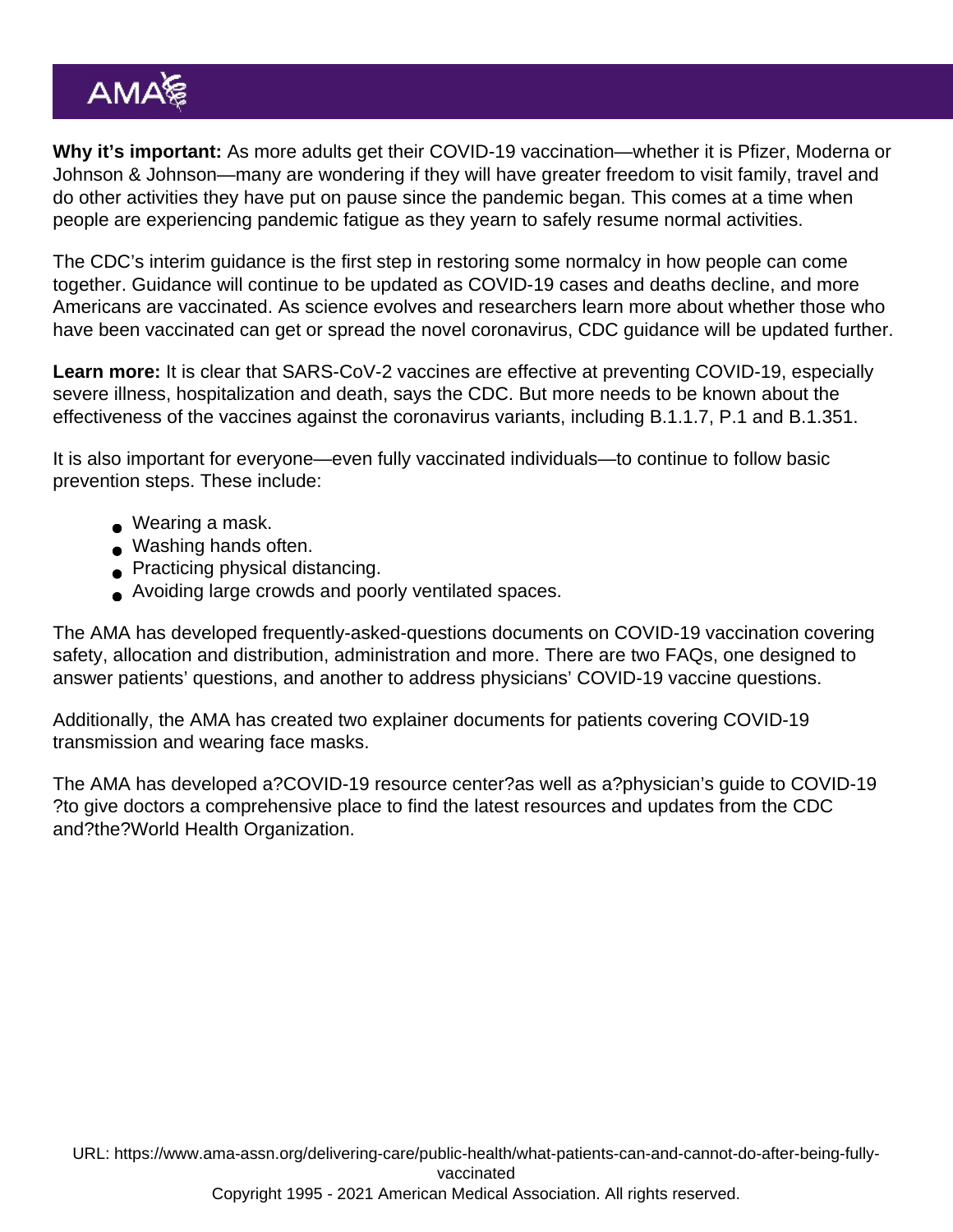**Why it's important:** As more adults get their COVID-19 vaccination—whether it is Pfizer, Moderna or Johnson & Johnson—many are wondering if they will have greater freedom to visit family, travel and do other activities they have put on pause since the pandemic began. This comes at a time when people are experiencing pandemic fatigue as they yearn to safely resume normal activities.

The CDC's interim guidance is the first step in restoring some normalcy in how people can come together. Guidance will continue to be updated as COVID-19 cases and deaths decline, and more Americans are vaccinated. As science evolves and researchers learn more about whether those who have been vaccinated can get or spread the novel coronavirus, CDC guidance will be updated further.

**Learn more:** It is clear that SARS-CoV-2 vaccines are effective at preventing COVID-19, especially severe illness, hospitalization and death, says the CDC. But more needs to be known about the effectiveness of the vaccines against the coronavirus variants, including B.1.1.7, P.1 and B.1.351.

It is also important for everyone—even fully vaccinated individuals—to continue to follow basic prevention steps. These include:

- Wearing a mask.
- Washing hands often.
- Practicing physical distancing.
- Avoiding large crowds and poorly ventilated spaces.

The AMA has developed frequently-asked-questions documents on COVID-19 vaccination covering safety, allocation and distribution, administration and more. There are two FAQs, one designed to answer patients' questions, and another to address physicians' COVID-19 vaccine questions.

Additionally, the AMA has created two explainer documents for patients covering COVID-19 transmission and wearing face masks.

The AMA has developed a?COVID-19 resource center?as well as a?physician's guide to COVID-19 ?to give doctors a comprehensive place to find the latest resources and updates from the CDC and?the?World Health Organization.